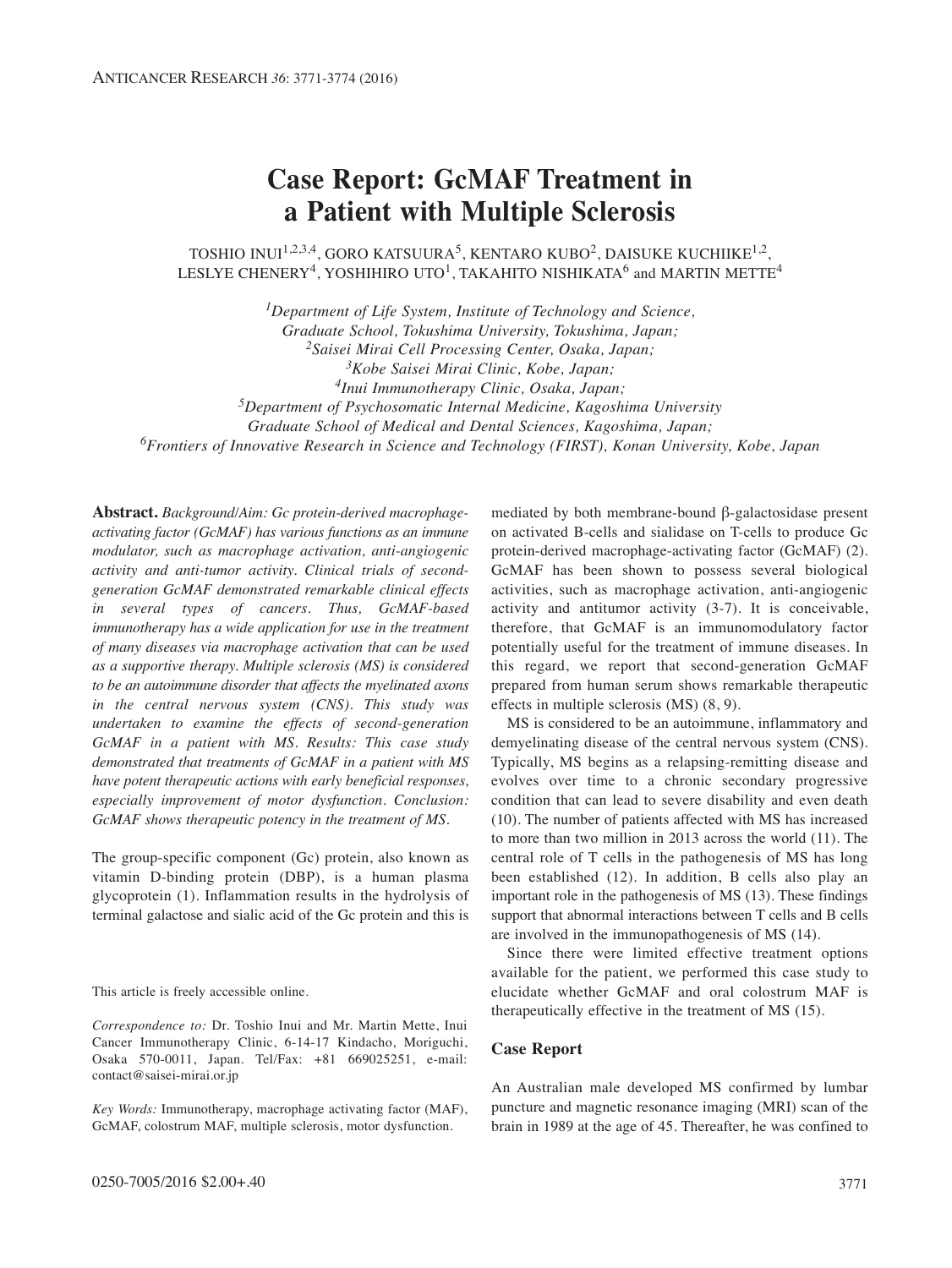# Case Report: GcMAF Treatment in a Patient with Multiple Sclerosis

TOSHIO INUI[1,2,3,4], GORO KATSUURA[5], KENTARO KUBO[2], DAISUKE KUCHIIKE[1,2], LESLYE CHENERY[4], YOSHIHIRO UTO[1], TAKAHITO NISHIKATA[6] and MARTIN METTE[4]

[1]*Department of Life System, Institute of Technology and Science, Graduate School, Tokushima University, Tokushima, Japan;*
[2]*Saisei Mirai Cell Processing Center, Osaka, Japan;*
[3]*Kobe Saisei Mirai Clinic, Kobe, Japan;*
[4]*Inui Immunotherapy Clinic, Osaka, Japan;*
[5]*Department of Psychosomatic Internal Medicine, Kagoshima University Graduate School of Medical and Dental Sciences, Kagoshima, Japan;*
[6]*Frontiers of Innovative Research in Science and Technology (FIRST), Konan University, Kobe, Japan*

**Abstract.** *Background/Aim: Gc protein-derived macrophage-activating factor (GcMAF) has various functions as an immune modulator, such as macrophage activation, anti-angiogenic activity and anti-tumor activity. Clinical trials of second-generation GcMAF demonstrated remarkable clinical effects in several types of cancers. Thus, GcMAF-based immunotherapy has a wide application for use in the treatment of many diseases via macrophage activation that can be used as a supportive therapy. Multiple sclerosis (MS) is considered to be an autoimmune disorder that affects the myelinated axons in the central nervous system (CNS). This study was undertaken to examine the effects of second-generation GcMAF in a patient with MS. Results: This case study demonstrated that treatments of GcMAF in a patient with MS have potent therapeutic actions with early beneficial responses, especially improvement of motor dysfunction. Conclusion: GcMAF shows therapeutic potency in the treatment of MS.*

The group-specific component (Gc) protein, also known as vitamin D-binding protein (DBP), is a human plasma glycoprotein (1). Inflammation results in the hydrolysis of terminal galactose and sialic acid of the Gc protein and this is mediated by both membrane-bound β-galactosidase present on activated B-cells and sialidase on T-cells to produce Gc protein-derived macrophage-activating factor (GcMAF) (2). GcMAF has been shown to possess several biological activities, such as macrophage activation, anti-angiogenic activity and antitumor activity (3-7). It is conceivable, therefore, that GcMAF is an immunomodulatory factor potentially useful for the treatment of immune diseases. In this regard, we report that second-generation GcMAF prepared from human serum shows remarkable therapeutic effects in multiple sclerosis (MS) (8, 9).

MS is considered to be an autoimmune, inflammatory and demyelinating disease of the central nervous system (CNS). Typically, MS begins as a relapsing-remitting disease and evolves over time to a chronic secondary progressive condition that can lead to severe disability and even death (10). The number of patients affected with MS has increased to more than two million in 2013 across the world (11). The central role of T cells in the pathogenesis of MS has long been established (12). In addition, B cells also play an important role in the pathogenesis of MS (13). These findings support that abnormal interactions between T cells and B cells are involved in the immunopathogenesis of MS (14).

Since there were limited effective treatment options available for the patient, we performed this case study to elucidate whether GcMAF and oral colostrum MAF is therapeutically effective in the treatment of MS (15).

This article is freely accessible online.

*Correspondence to:* Dr. Toshio Inui and Mr. Martin Mette, Inui Cancer Immunotherapy Clinic, 6-14-17 Kindacho, Moriguchi, Osaka 570-0011, Japan. Tel/Fax: +81 669025251, e-mail: contact@saisei-mirai.or.jp

*Key Words:* Immunotherapy, macrophage activating factor (MAF), GcMAF, colostrum MAF, multiple sclerosis, motor dysfunction.

## Case Report

An Australian male developed MS confirmed by lumbar puncture and magnetic resonance imaging (MRI) scan of the brain in 1989 at the age of 45. Thereafter, he was confined to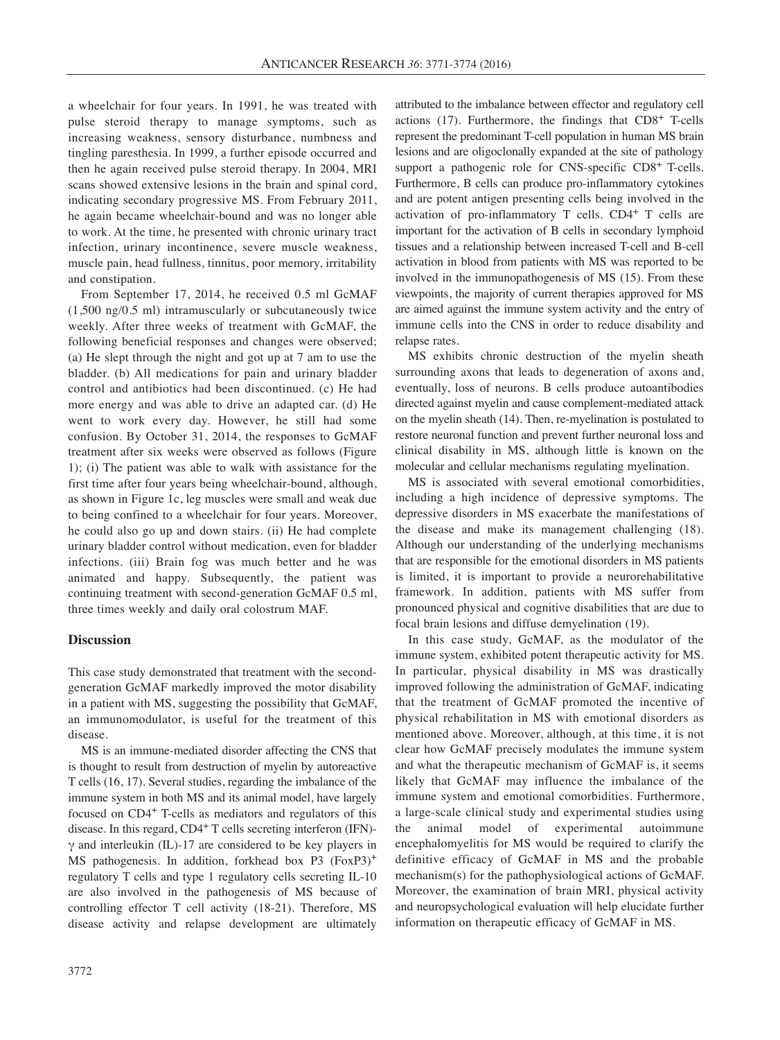a wheelchair for four years. In 1991, he was treated with pulse steroid therapy to manage symptoms, such as increasing weakness, sensory disturbance, numbness and tingling paresthesia. In 1999, a further episode occurred and then he again received pulse steroid therapy. In 2004, MRI scans showed extensive lesions in the brain and spinal cord, indicating secondary progressive MS. From February 2011, he again became wheelchair-bound and was no longer able to work. At the time, he presented with chronic urinary tract infection, urinary incontinence, severe muscle weakness, muscle pain, head fullness, tinnitus, poor memory, irritability and constipation.

From September 17, 2014, he received 0.5 ml GcMAF (1,500 ng/0.5 ml) intramuscularly or subcutaneously twice weekly. After three weeks of treatment with GcMAF, the following beneficial responses and changes were observed; (a) He slept through the night and got up at 7 am to use the bladder. (b) All medications for pain and urinary bladder control and antibiotics had been discontinued. (c) He had more energy and was able to drive an adapted car. (d) He went to work every day. However, he still had some confusion. By October 31, 2014, the responses to GcMAF treatment after six weeks were observed as follows (Figure 1); (i) The patient was able to walk with assistance for the first time after four years being wheelchair-bound, although, as shown in Figure 1c, leg muscles were small and weak due to being confined to a wheelchair for four years. Moreover, he could also go up and down stairs. (ii) He had complete urinary bladder control without medication, even for bladder infections. (iii) Brain fog was much better and he was animated and happy. Subsequently, the patient was continuing treatment with second-generation GcMAF 0.5 ml, three times weekly and daily oral colostrum MAF.

## Discussion

This case study demonstrated that treatment with the second-generation GcMAF markedly improved the motor disability in a patient with MS, suggesting the possibility that GcMAF, an immunomodulator, is useful for the treatment of this disease.

MS is an immune-mediated disorder affecting the CNS that is thought to result from destruction of myelin by autoreactive T cells (16, 17). Several studies, regarding the imbalance of the immune system in both MS and its animal model, have largely focused on $CD4^+$ T-cells as mediators and regulators of this disease. In this regard, $CD4^+$ T cells secreting interferon (IFN)-$\gamma$ and interleukin (IL)-17 are considered to be key players in MS pathogenesis. In addition, forkhead box P3 $(FoxP3)^+$ regulatory T cells and type 1 regulatory cells secreting IL-10 are also involved in the pathogenesis of MS because of controlling effector T cell activity (18-21). Therefore, MS disease activity and relapse development are ultimately attributed to the imbalance between effector and regulatory cell actions (17). Furthermore, the findings that $CD8^+$ T-cells represent the predominant T-cell population in human MS brain lesions and are oligoclonally expanded at the site of pathology support a pathogenic role for CNS-specific $CD8^+$ T-cells. Furthermore, B cells can produce pro-inflammatory cytokines and are potent antigen presenting cells being involved in the activation of pro-inflammatory T cells. $CD4^+$ T cells are important for the activation of B cells in secondary lymphoid tissues and a relationship between increased T-cell and B-cell activation in blood from patients with MS was reported to be involved in the immunopathogenesis of MS (15). From these viewpoints, the majority of current therapies approved for MS are aimed against the immune system activity and the entry of immune cells into the CNS in order to reduce disability and relapse rates.

MS exhibits chronic destruction of the myelin sheath surrounding axons that leads to degeneration of axons and, eventually, loss of neurons. B cells produce autoantibodies directed against myelin and cause complement-mediated attack on the myelin sheath (14). Then, re-myelination is postulated to restore neuronal function and prevent further neuronal loss and clinical disability in MS, although little is known on the molecular and cellular mechanisms regulating myelination.

MS is associated with several emotional comorbidities, including a high incidence of depressive symptoms. The depressive disorders in MS exacerbate the manifestations of the disease and make its management challenging (18). Although our understanding of the underlying mechanisms that are responsible for the emotional disorders in MS patients is limited, it is important to provide a neurorehabilitative framework. In addition, patients with MS suffer from pronounced physical and cognitive disabilities that are due to focal brain lesions and diffuse demyelination (19).

In this case study, GcMAF, as the modulator of the immune system, exhibited potent therapeutic activity for MS. In particular, physical disability in MS was drastically improved following the administration of GcMAF, indicating that the treatment of GcMAF promoted the incentive of physical rehabilitation in MS with emotional disorders as mentioned above. Moreover, although, at this time, it is not clear how GcMAF precisely modulates the immune system and what the therapeutic mechanism of GcMAF is, it seems likely that GcMAF may influence the imbalance of the immune system and emotional comorbidities. Furthermore, a large-scale clinical study and experimental studies using the animal model of experimental autoimmune encephalomyelitis for MS would be required to clarify the definitive efficacy of GcMAF in MS and the probable mechanism(s) for the pathophysiological actions of GcMAF. Moreover, the examination of brain MRI, physical activity and neuropsychological evaluation will help elucidate further information on therapeutic efficacy of GcMAF in MS.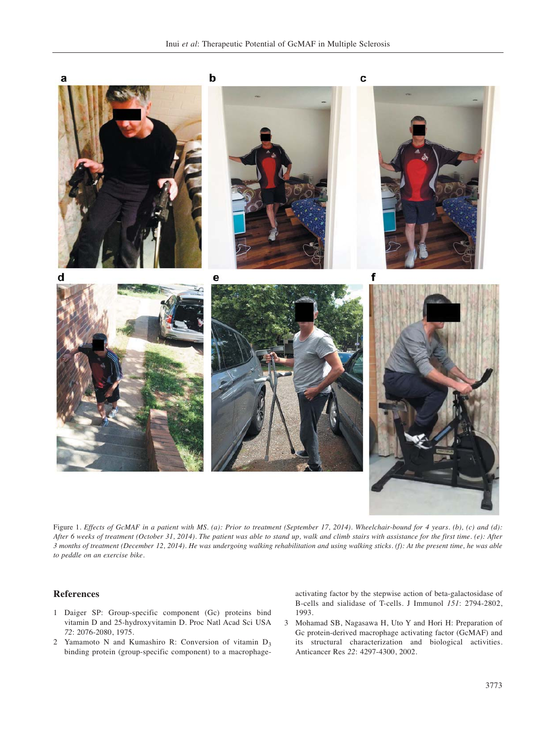Figure 1. *Effects of GcMAF in a patient with MS. (a): Prior to treatment (September 17, 2014). Wheelchair-bound for 4 years. (b), (c) and (d): After 6 weeks of treatment (October 31, 2014). The patient was able to stand up, walk and climb stairs with assistance for the first time. (e): After 3 months of treatment (December 12, 2014). He was undergoing walking rehabilitation and using walking sticks. (f): At the present time, he was able to peddle on an exercise bike.*

## References

1. Daiger SP: Group-specific component (Gc) proteins bind vitamin D and 25-hydroxyvitamin D. Proc Natl Acad Sci USA *72*: 2076-2080, 1975.
2. Yamamoto N and Kumashiro R: Conversion of vitamin $D_3$ binding protein (group-specific component) to a macrophage-activating factor by the stepwise action of beta-galactosidase of B-cells and sialidase of T-cells. J Immunol *151*: 2794-2802, 1993.
3. Mohamad SB, Nagasawa H, Uto Y and Hori H: Preparation of Gc protein-derived macrophage activating factor (GcMAF) and its structural characterization and biological activities. Anticancer Res *22*: 4297-4300, 2002.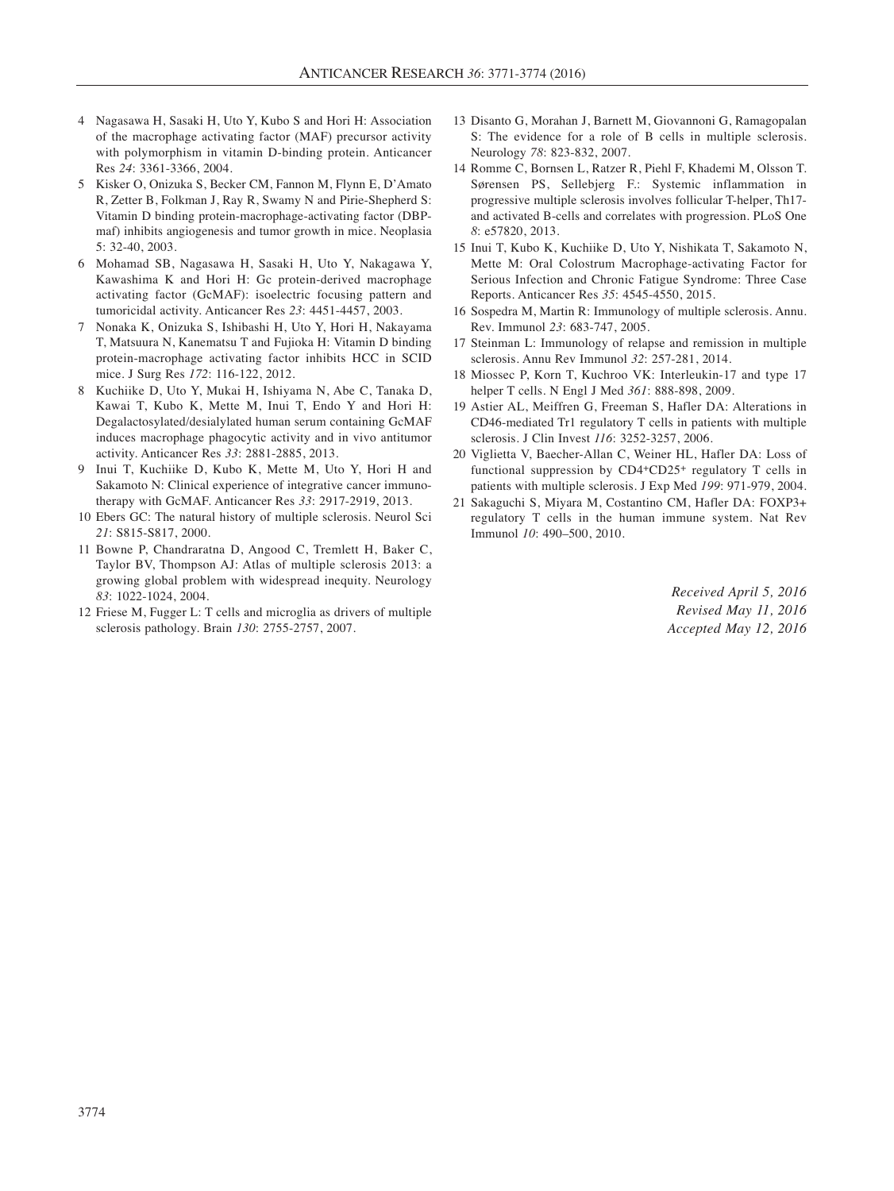4 Nagasawa H, Sasaki H, Uto Y, Kubo S and Hori H: Association of the macrophage activating factor (MAF) precursor activity with polymorphism in vitamin D-binding protein. Anticancer Res *24*: 3361-3366, 2004.

5 Kisker O, Onizuka S, Becker CM, Fannon M, Flynn E, D'Amato R, Zetter B, Folkman J, Ray R, Swamy N and Pirie-Shepherd S: Vitamin D binding protein-macrophage-activating factor (DBP-maf) inhibits angiogenesis and tumor growth in mice. Neoplasia 5: 32-40, 2003.

6 Mohamad SB, Nagasawa H, Sasaki H, Uto Y, Nakagawa Y, Kawashima K and Hori H: Gc protein-derived macrophage activating factor (GcMAF): isoelectric focusing pattern and tumoricidal activity. Anticancer Res *23*: 4451-4457, 2003.

7 Nonaka K, Onizuka S, Ishibashi H, Uto Y, Hori H, Nakayama T, Matsuura N, Kanematsu T and Fujioka H: Vitamin D binding protein-macrophage activating factor inhibits HCC in SCID mice. J Surg Res *172*: 116-122, 2012.

8 Kuchiike D, Uto Y, Mukai H, Ishiyama N, Abe C, Tanaka D, Kawai T, Kubo K, Mette M, Inui T, Endo Y and Hori H: Degalactosylated/desialylated human serum containing GcMAF induces macrophage phagocytic activity and in vivo antitumor activity. Anticancer Res *33*: 2881-2885, 2013.

9 Inui T, Kuchiike D, Kubo K, Mette M, Uto Y, Hori H and Sakamoto N: Clinical experience of integrative cancer immunotherapy with GcMAF. Anticancer Res *33*: 2917-2919, 2013.

10 Ebers GC: The natural history of multiple sclerosis. Neurol Sci *21*: S815-S817, 2000.

11 Bowne P, Chandraratna D, Angood C, Tremlett H, Baker C, Taylor BV, Thompson AJ: Atlas of multiple sclerosis 2013: a growing global problem with widespread inequity. Neurology *83*: 1022-1024, 2004.

12 Friese M, Fugger L: T cells and microglia as drivers of multiple sclerosis pathology. Brain *130*: 2755-2757, 2007.

13 Disanto G, Morahan J, Barnett M, Giovannoni G, Ramagopalan S: The evidence for a role of B cells in multiple sclerosis. Neurology *78*: 823-832, 2007.

14 Romme C, Bornsen L, Ratzer R, Piehl F, Khademi M, Olsson T. Sørensen PS, Sellebjerg F.: Systemic inflammation in progressive multiple sclerosis involves follicular T-helper, Th17- and activated B-cells and correlates with progression. PLoS One *8*: e57820, 2013.

15 Inui T, Kubo K, Kuchiike D, Uto Y, Nishikata T, Sakamoto N, Mette M: Oral Colostrum Macrophage-activating Factor for Serious Infection and Chronic Fatigue Syndrome: Three Case Reports. Anticancer Res *35*: 4545-4550, 2015.

16 Sospedra M, Martin R: Immunology of multiple sclerosis. Annu. Rev. Immunol *23*: 683-747, 2005.

17 Steinman L: Immunology of relapse and remission in multiple sclerosis. Annu Rev Immunol *32*: 257-281, 2014.

18 Miossec P, Korn T, Kuchroo VK: Interleukin-17 and type 17 helper T cells. N Engl J Med *361*: 888-898, 2009.

19 Astier AL, Meiffren G, Freeman S, Hafler DA: Alterations in CD46-mediated Tr1 regulatory T cells in patients with multiple sclerosis. J Clin Invest *116*: 3252-3257, 2006.

20 Viglietta V, Baecher-Allan C, Weiner HL, Hafler DA: Loss of functional suppression by $CD4^{+}CD25^{+}$ regulatory T cells in patients with multiple sclerosis. J Exp Med *199*: 971-979, 2004.

21 Sakaguchi S, Miyara M, Costantino CM, Hafler DA: FOXP3+ regulatory T cells in the human immune system. Nat Rev Immunol *10*: 490–500, 2010.

*Received April 5, 2016*
*Revised May 11, 2016*
*Accepted May 12, 2016*